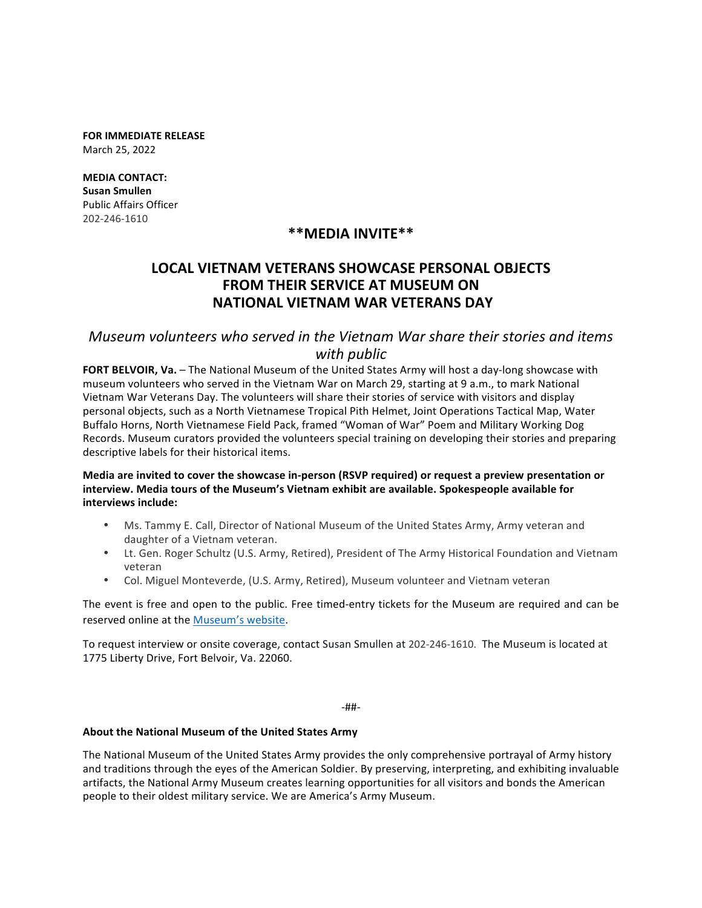**FOR IMMEDIATE RELEASE**
March 25, 2022

**MEDIA CONTACT:**
**Susan Smullen**
Public Affairs Officer
202-246-1610

## **MEDIA INVITE**

# LOCAL VIETNAM VETERANS SHOWCASE PERSONAL OBJECTS FROM THEIR SERVICE AT MUSEUM ON NATIONAL VIETNAM WAR VETERANS DAY

*Museum volunteers who served in the Vietnam War share their stories and items with public*

**FORT BELVOIR, Va.** – The National Museum of the United States Army will host a day-long showcase with museum volunteers who served in the Vietnam War on March 29, starting at 9 a.m., to mark National Vietnam War Veterans Day. The volunteers will share their stories of service with visitors and display personal objects, such as a North Vietnamese Tropical Pith Helmet, Joint Operations Tactical Map, Water Buffalo Horns, North Vietnamese Field Pack, framed "Woman of War" Poem and Military Working Dog Records. Museum curators provided the volunteers special training on developing their stories and preparing descriptive labels for their historical items.

**Media are invited to cover the showcase in-person (RSVP required) or request a preview presentation or interview. Media tours of the Museum's Vietnam exhibit are available. Spokespeople available for interviews include:**

- Ms. Tammy E. Call, Director of National Museum of the United States Army, Army veteran and daughter of a Vietnam veteran.
- Lt. Gen. Roger Schultz (U.S. Army, Retired), President of The Army Historical Foundation and Vietnam veteran
- Col. Miguel Monteverde, (U.S. Army, Retired), Museum volunteer and Vietnam veteran

The event is free and open to the public. Free timed-entry tickets for the Museum are required and can be reserved online at the Museum's website.

To request interview or onsite coverage, contact Susan Smullen at 202-246-1610. The Museum is located at 1775 Liberty Drive, Fort Belvoir, Va. 22060.

-##-

**About the National Museum of the United States Army**

The National Museum of the United States Army provides the only comprehensive portrayal of Army history and traditions through the eyes of the American Soldier. By preserving, interpreting, and exhibiting invaluable artifacts, the National Army Museum creates learning opportunities for all visitors and bonds the American people to their oldest military service. We are America's Army Museum.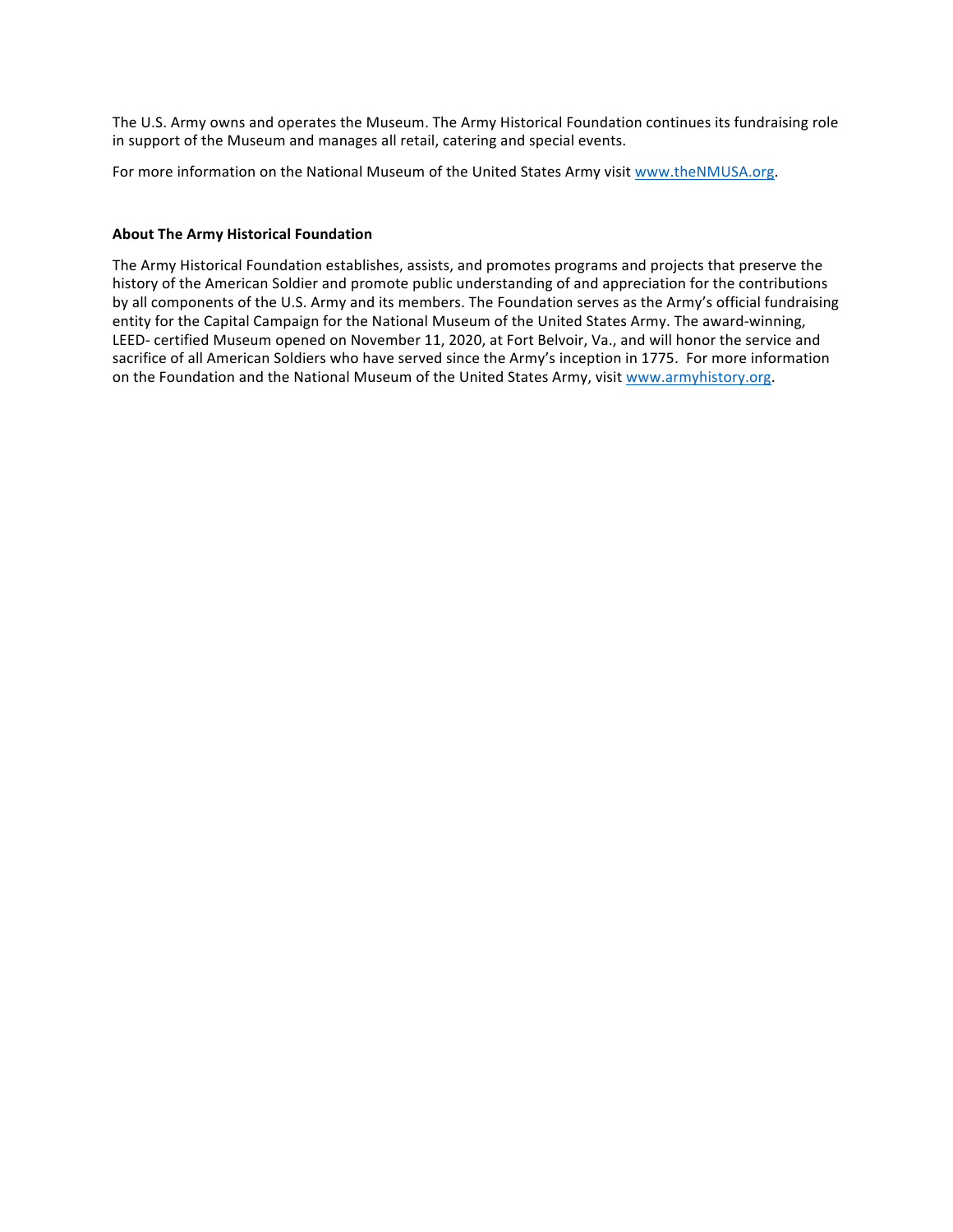The U.S. Army owns and operates the Museum. The Army Historical Foundation continues its fundraising role in support of the Museum and manages all retail, catering and special events.

For more information on the National Museum of the United States Army visit [www.theNMUSA.org](www.theNMUSA.org).

**About The Army Historical Foundation**

The Army Historical Foundation establishes, assists, and promotes programs and projects that preserve the history of the American Soldier and promote public understanding of and appreciation for the contributions by all components of the U.S. Army and its members. The Foundation serves as the Army's official fundraising entity for the Capital Campaign for the National Museum of the United States Army. The award-winning, LEED- certified Museum opened on November 11, 2020, at Fort Belvoir, Va., and will honor the service and sacrifice of all American Soldiers who have served since the Army's inception in 1775. For more information on the Foundation and the National Museum of the United States Army, visit [www.armyhistory.org](www.armyhistory.org).